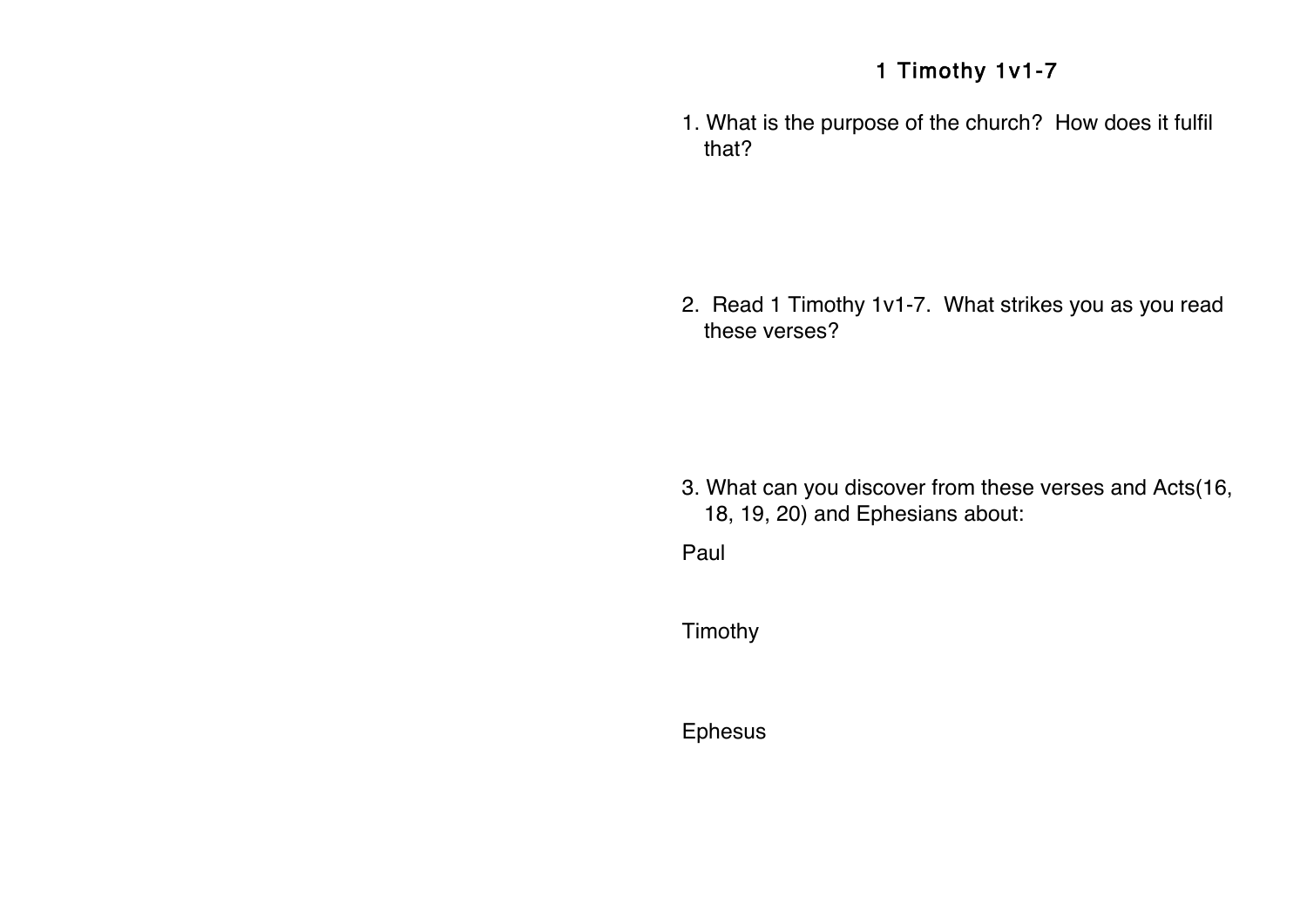# 1 Timothy 1v1-7

1. What is the purpose of the church? How does it fulfil that?

2. Read 1 Timothy 1v1-7. What strikes you as you read these verses?

3. What can you discover from these verses and Acts(16, 18, 19, 20) and Ephesians about:

Paul

Timothy

Ephesus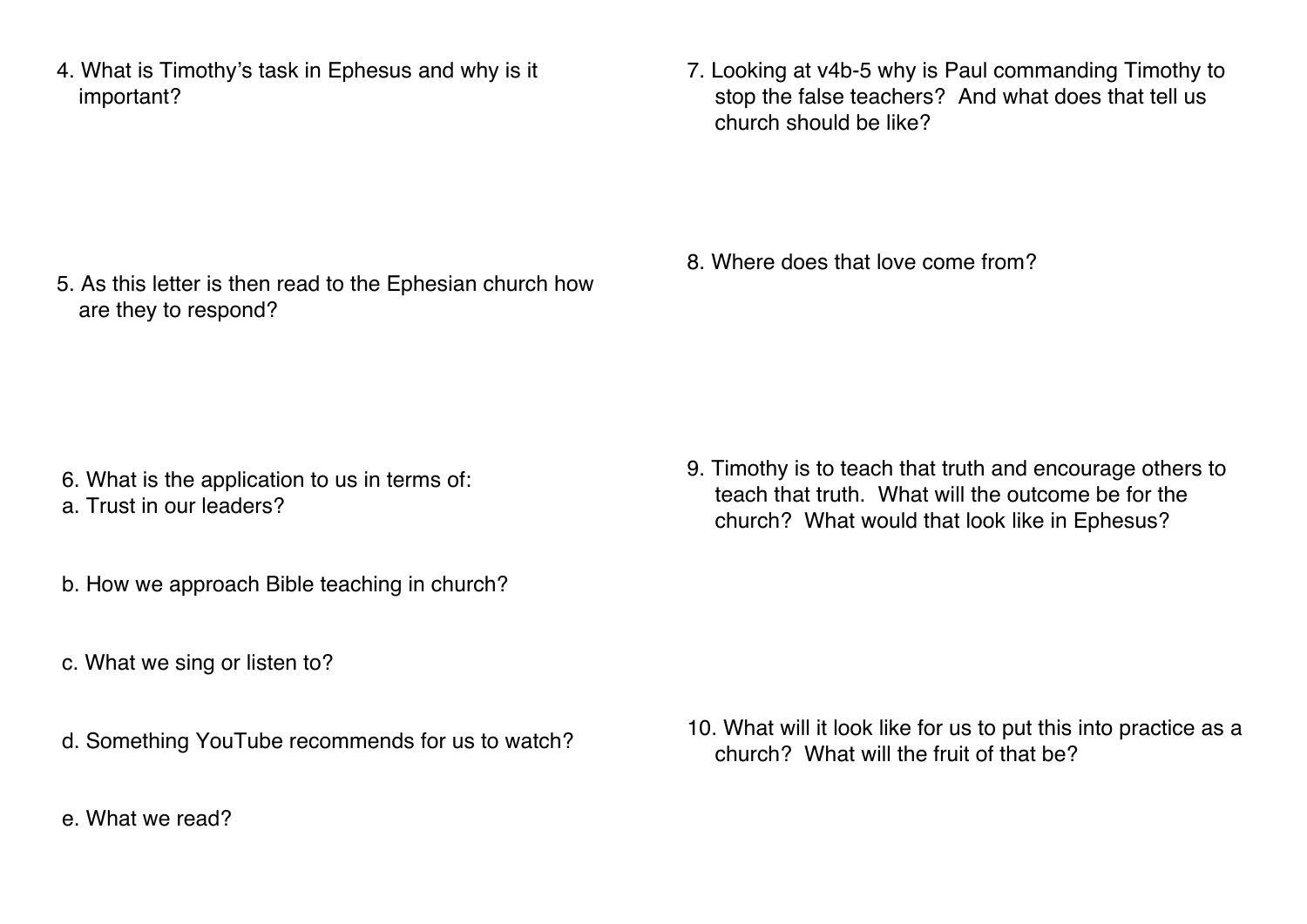4. What is Timothy's task in Ephesus and why is it important?

5. As this letter is then read to the Ephesian church how are they to respond?

6. What is the application to us in terms of:
a. Trust in our leaders?

b. How we approach Bible teaching in church?

c. What we sing or listen to?

d. Something YouTube recommends for us to watch?

e. What we read?

7. Looking at v4b-5 why is Paul commanding Timothy to stop the false teachers? And what does that tell us church should be like?

8. Where does that love come from?

9. Timothy is to teach that truth and encourage others to teach that truth. What will the outcome be for the church? What would that look like in Ephesus?

10. What will it look like for us to put this into practice as a church? What will the fruit of that be?